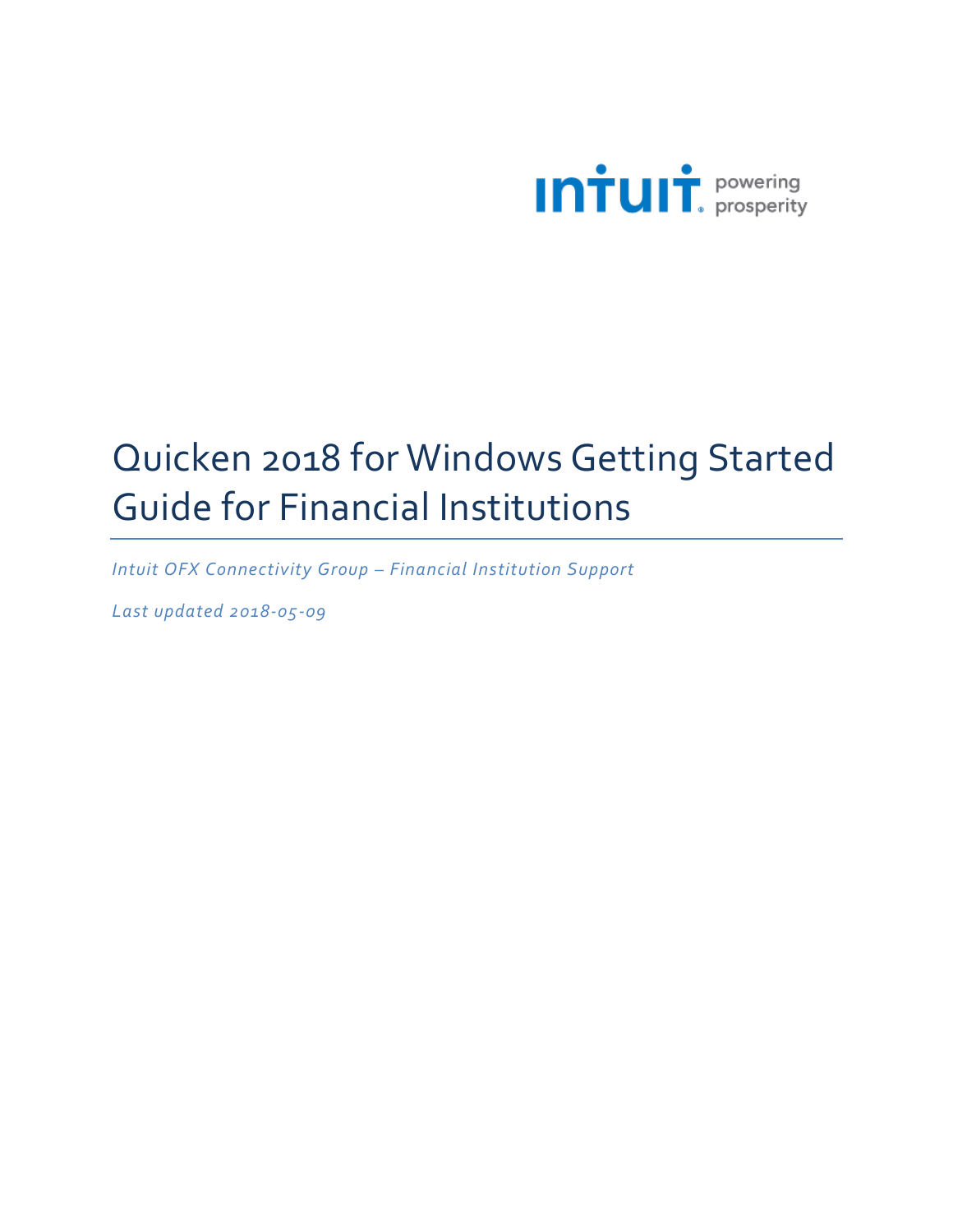intuit powering prosperity

# Quicken 2018 for Windows Getting Started Guide for Financial Institutions

*Intuit OFX Connectivity Group – Financial Institution Support*

*Last updated 2018-05-09*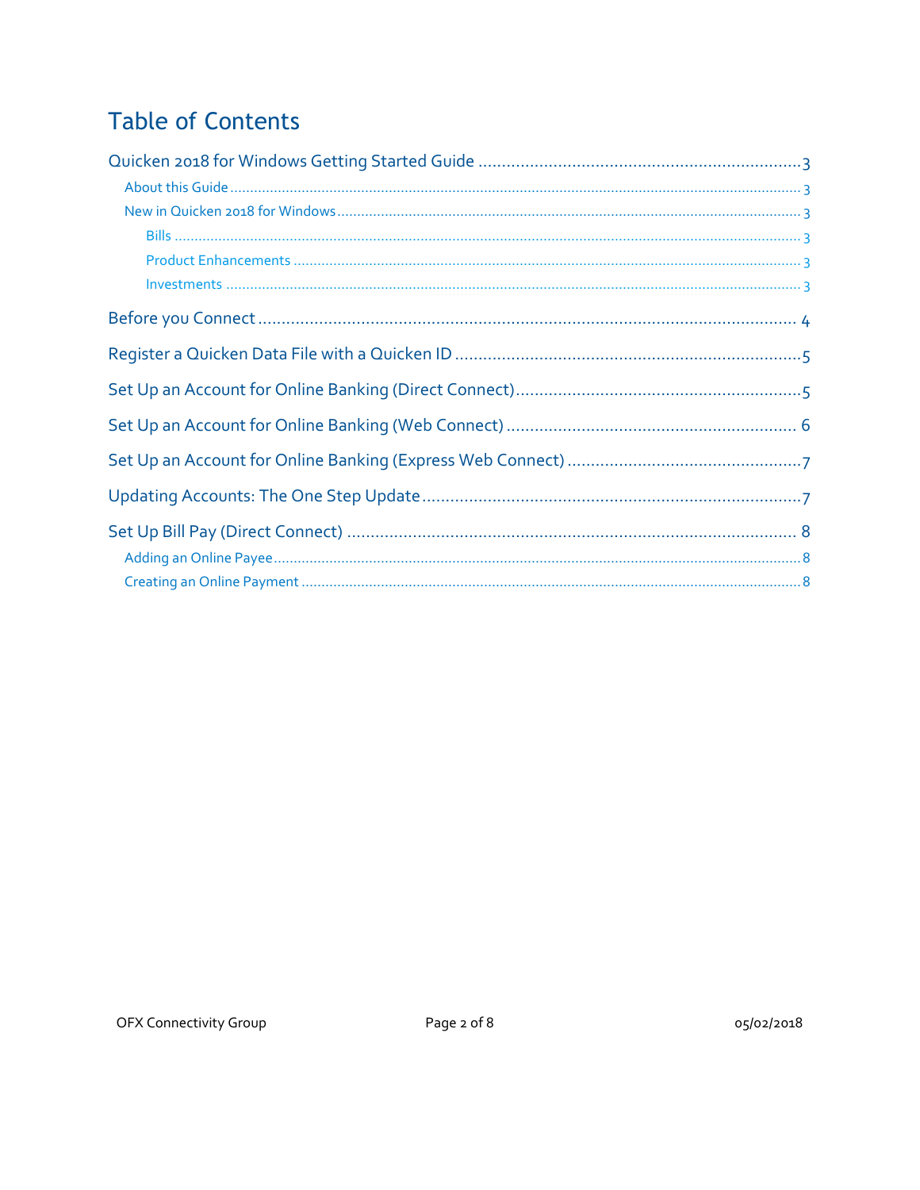# Table of Contents

- Quicken 2018 for Windows Getting Started Guide ........ 3
  - About this Guide ........ 3
  - New in Quicken 2018 for Windows ........ 3
    - Bills ........ 3
    - Product Enhancements ........ 3
    - Investments ........ 3
- Before you Connect ........ 4
- Register a Quicken Data File with a Quicken ID ........ 5
- Set Up an Account for Online Banking (Direct Connect) ........ 5
- Set Up an Account for Online Banking (Web Connect) ........ 6
- Set Up an Account for Online Banking (Express Web Connect) ........ 7
- Updating Accounts: The One Step Update ........ 7
- Set Up Bill Pay (Direct Connect) ........ 8
  - Adding an Online Payee ........ 8
  - Creating an Online Payment ........ 8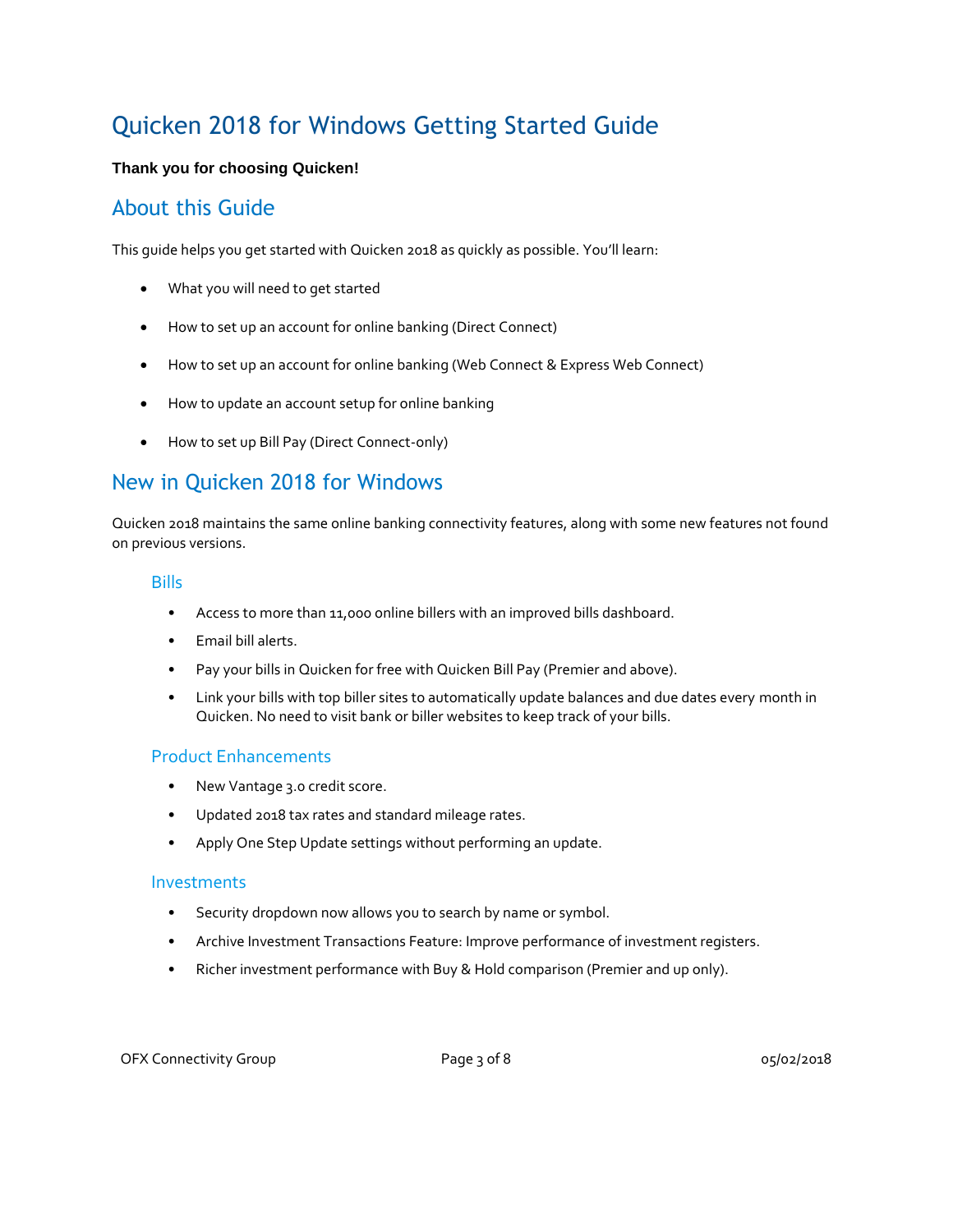# Quicken 2018 for Windows Getting Started Guide

**Thank you for choosing Quicken!**

## About this Guide

This guide helps you get started with Quicken 2018 as quickly as possible. You'll learn:

- What you will need to get started
- How to set up an account for online banking (Direct Connect)
- How to set up an account for online banking (Web Connect & Express Web Connect)
- How to update an account setup for online banking
- How to set up Bill Pay (Direct Connect-only)

## New in Quicken 2018 for Windows

Quicken 2018 maintains the same online banking connectivity features, along with some new features not found on previous versions.

### Bills

- Access to more than 11,000 online billers with an improved bills dashboard.
- Email bill alerts.
- Pay your bills in Quicken for free with Quicken Bill Pay (Premier and above).
- Link your bills with top biller sites to automatically update balances and due dates every month in Quicken. No need to visit bank or biller websites to keep track of your bills.

### Product Enhancements

- New Vantage 3.0 credit score.
- Updated 2018 tax rates and standard mileage rates.
- Apply One Step Update settings without performing an update.

### Investments

- Security dropdown now allows you to search by name or symbol.
- Archive Investment Transactions Feature: Improve performance of investment registers.
- Richer investment performance with Buy & Hold comparison (Premier and up only).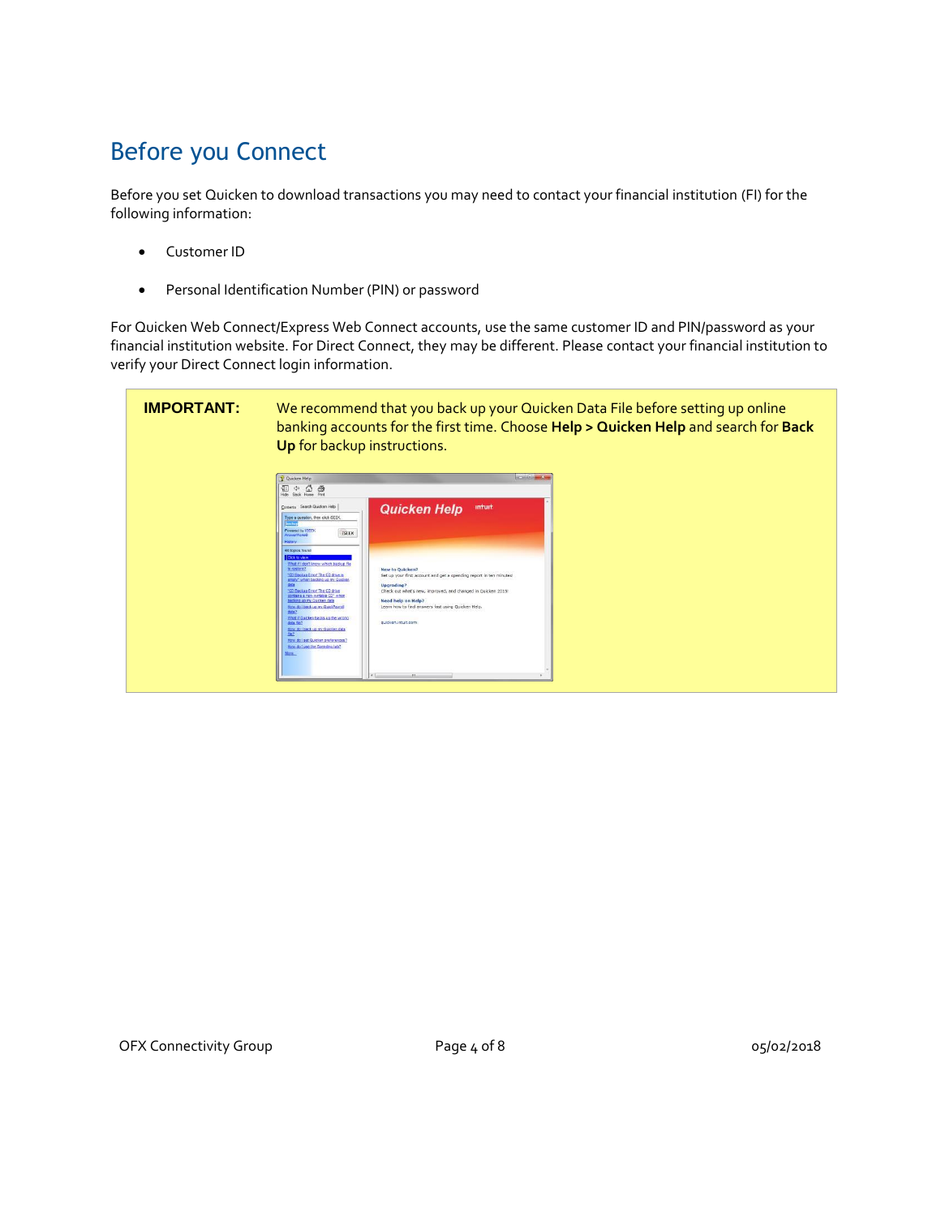# Before you Connect

Before you set Quicken to download transactions you may need to contact your financial institution (FI) for the following information:

- Customer ID
- Personal Identification Number (PIN) or password

For Quicken Web Connect/Express Web Connect accounts, use the same customer ID and PIN/password as your financial institution website. For Direct Connect, they may be different. Please contact your financial institution to verify your Direct Connect login information.

**IMPORTANT:** We recommend that you back up your Quicken Data File before setting up online banking accounts for the first time. Choose **Help > Quicken Help** and search for **Back Up** for backup instructions.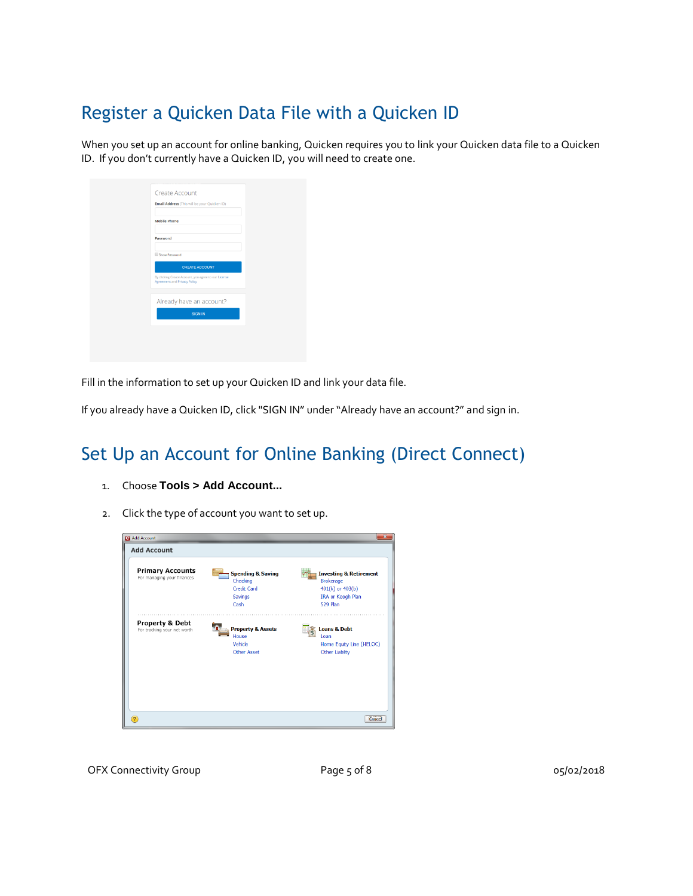# Register a Quicken Data File with a Quicken ID

When you set up an account for online banking, Quicken requires you to link your Quicken data file to a Quicken ID. If you don't currently have a Quicken ID, you will need to create one.

Fill in the information to set up your Quicken ID and link your data file.

If you already have a Quicken ID, click "SIGN IN" under "Already have an account?" and sign in.

# Set Up an Account for Online Banking (Direct Connect)

1. Choose **Tools > Add Account...**
2. Click the type of account you want to set up.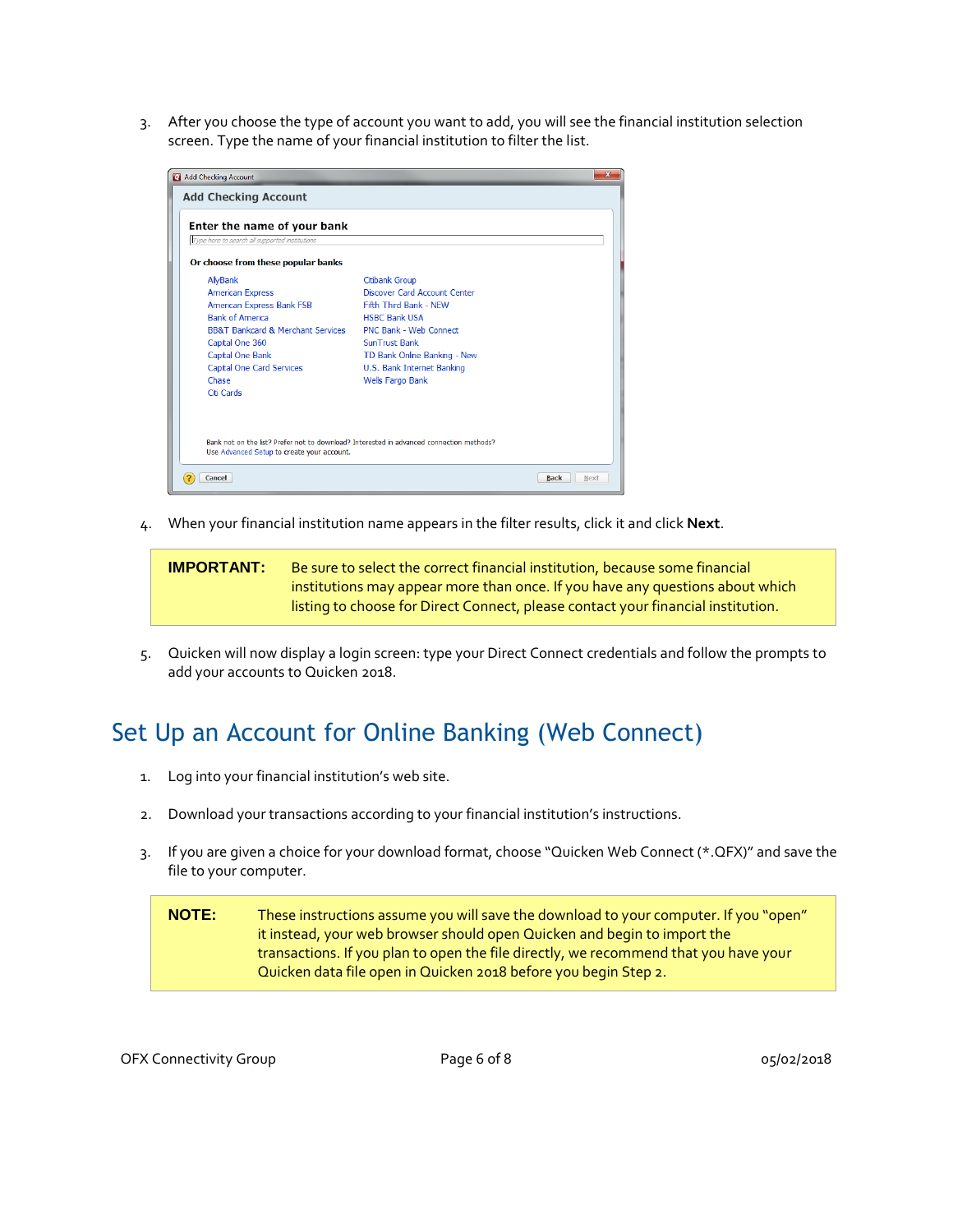3. After you choose the type of account you want to add, you will see the financial institution selection screen. Type the name of your financial institution to filter the list.

4. When your financial institution name appears in the filter results, click it and click **Next**.

| **IMPORTANT:** | Be sure to select the correct financial institution, because some financial institutions may appear more than once. If you have any questions about which listing to choose for Direct Connect, please contact your financial institution. |
|---|---|

5. Quicken will now display a login screen: type your Direct Connect credentials and follow the prompts to add your accounts to Quicken 2018.

# Set Up an Account for Online Banking (Web Connect)

1. Log into your financial institution's web site.

2. Download your transactions according to your financial institution's instructions.

3. If you are given a choice for your download format, choose "Quicken Web Connect (*.QFX)" and save the file to your computer.

| **NOTE:** | These instructions assume you will save the download to your computer. If you "open" it instead, your web browser should open Quicken and begin to import the transactions. If you plan to open the file directly, we recommend that you have your Quicken data file open in Quicken 2018 before you begin Step 2. |
|---|---|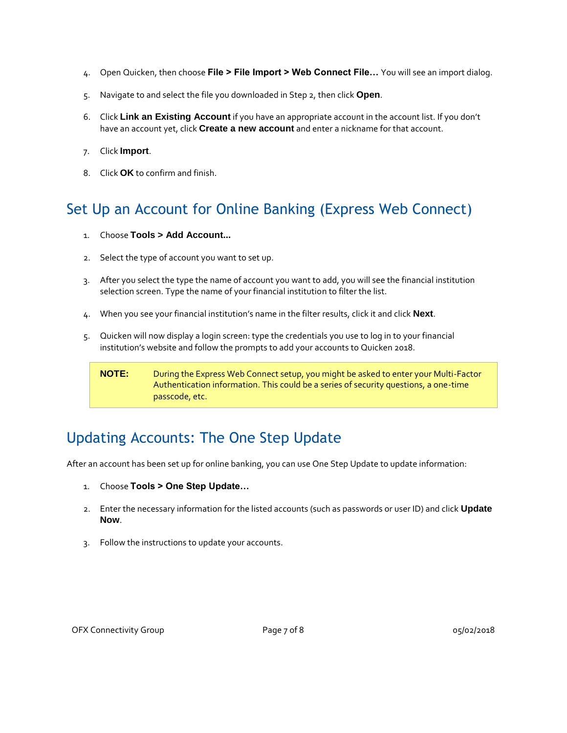4. Open Quicken, then choose **File > File Import > Web Connect File…** You will see an import dialog.

5. Navigate to and select the file you downloaded in Step 2, then click **Open**.

6. Click **Link an Existing Account** if you have an appropriate account in the account list. If you don't have an account yet, click **Create a new account** and enter a nickname for that account.

7. Click **Import**.

8. Click **OK** to confirm and finish.

## Set Up an Account for Online Banking (Express Web Connect)

1. Choose **Tools > Add Account...**

2. Select the type of account you want to set up.

3. After you select the type the name of account you want to add, you will see the financial institution selection screen. Type the name of your financial institution to filter the list.

4. When you see your financial institution's name in the filter results, click it and click **Next**.

5. Quicken will now display a login screen: type the credentials you use to log in to your financial institution's website and follow the prompts to add your accounts to Quicken 2018.

> **NOTE:** During the Express Web Connect setup, you might be asked to enter your Multi-Factor Authentication information. This could be a series of security questions, a one-time passcode, etc.

## Updating Accounts: The One Step Update

After an account has been set up for online banking, you can use One Step Update to update information:

1. Choose **Tools > One Step Update…**

2. Enter the necessary information for the listed accounts (such as passwords or user ID) and click **Update Now**.

3. Follow the instructions to update your accounts.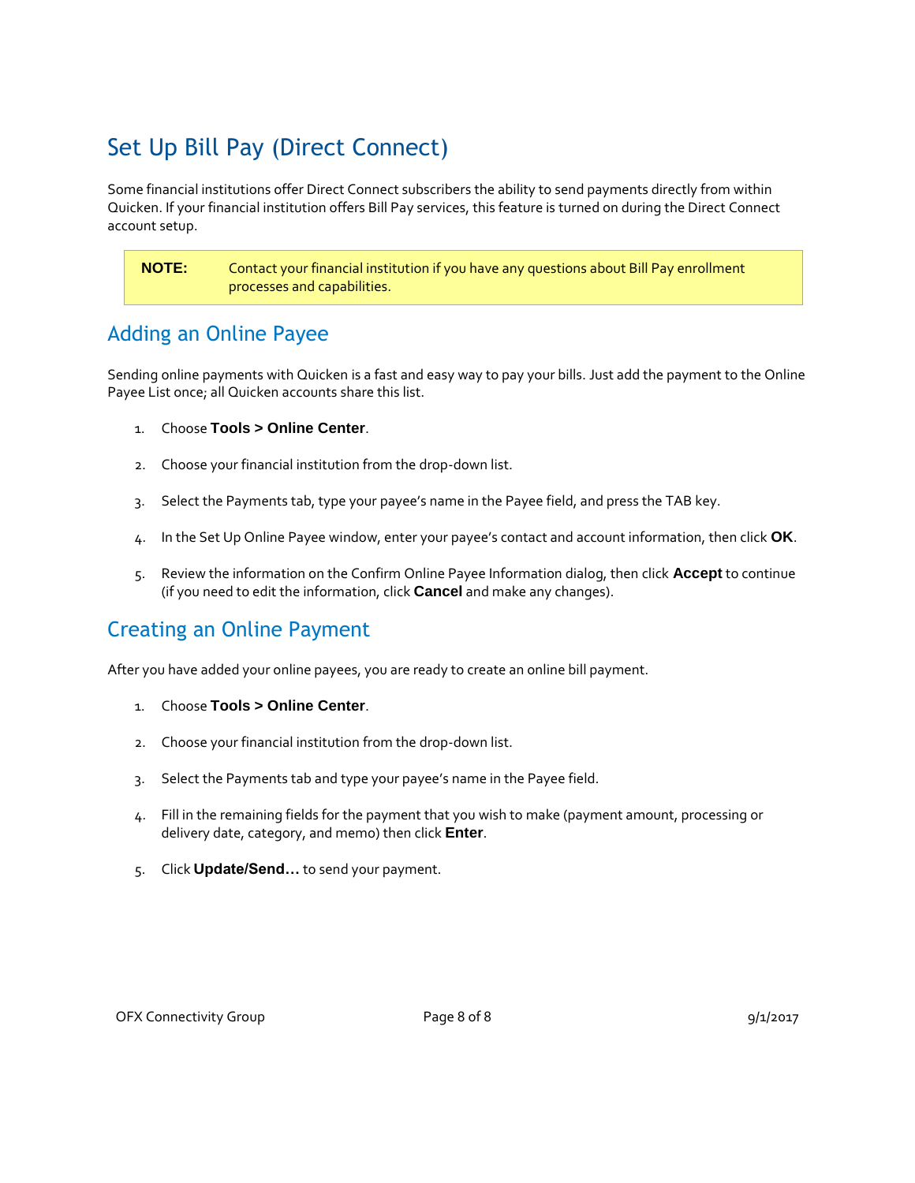# Set Up Bill Pay (Direct Connect)

Some financial institutions offer Direct Connect subscribers the ability to send payments directly from within Quicken. If your financial institution offers Bill Pay services, this feature is turned on during the Direct Connect account setup.

> **NOTE:** Contact your financial institution if you have any questions about Bill Pay enrollment processes and capabilities.

## Adding an Online Payee

Sending online payments with Quicken is a fast and easy way to pay your bills. Just add the payment to the Online Payee List once; all Quicken accounts share this list.

1. Choose **Tools > Online Center**.
2. Choose your financial institution from the drop-down list.
3. Select the Payments tab, type your payee's name in the Payee field, and press the TAB key.
4. In the Set Up Online Payee window, enter your payee's contact and account information, then click **OK**.
5. Review the information on the Confirm Online Payee Information dialog, then click **Accept** to continue (if you need to edit the information, click **Cancel** and make any changes).

## Creating an Online Payment

After you have added your online payees, you are ready to create an online bill payment.

1. Choose **Tools > Online Center**.
2. Choose your financial institution from the drop-down list.
3. Select the Payments tab and type your payee's name in the Payee field.
4. Fill in the remaining fields for the payment that you wish to make (payment amount, processing or delivery date, category, and memo) then click **Enter**.
5. Click **Update/Send…** to send your payment.